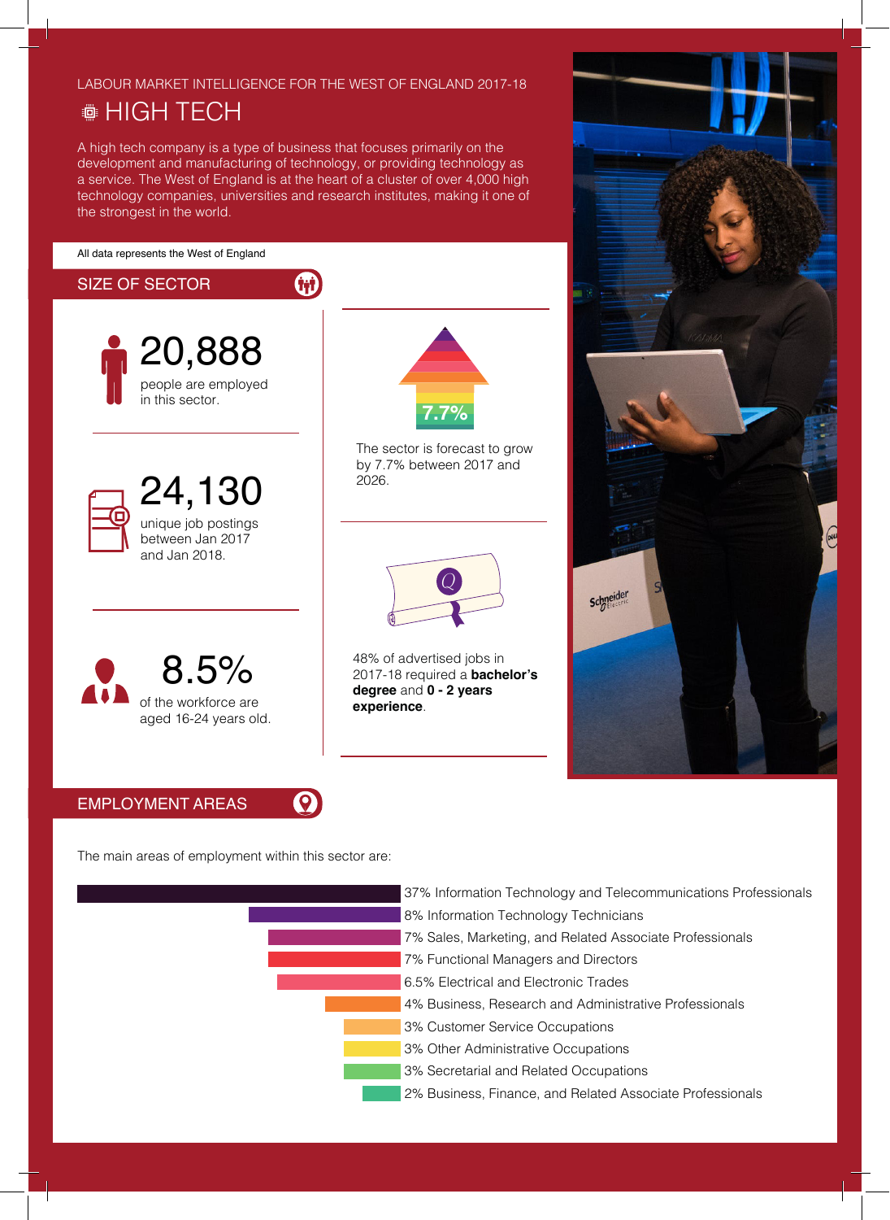LABOUR MARKET INTELLIGENCE FOR THE WEST OF ENGLAND 2017-18

# HIGH TECH

A high tech company is a type of business that focuses primarily on the development and manufacturing of technology, or providing technology as a service. The West of England is at the heart of a cluster of over 4,000 high technology companies, universities and research institutes, making it one of the strongest in the world.

All data represents the West of England

## SIZE OF SECTOR

**20,888**
people are employed in this sector.

**24,130**
unique job postings between Jan 2017 and Jan 2018.

**8.5%**
of the workforce are aged 16-24 years old.

7.7%

The sector is forecast to grow by 7.7% between 2017 and 2026.

48% of advertised jobs in 2017-18 required a **bachelor's degree** and **0 - 2 years experience**.

## EMPLOYMENT AREAS

The main areas of employment within this sector are:

37% Information Technology and Telecommunications Professionals
8% Information Technology Technicians
7% Sales, Marketing, and Related Associate Professionals
7% Functional Managers and Directors
6.5% Electrical and Electronic Trades
4% Business, Research and Administrative Professionals
3% Customer Service Occupations
3% Other Administrative Occupations
3% Secretarial and Related Occupations
2% Business, Finance, and Related Associate Professionals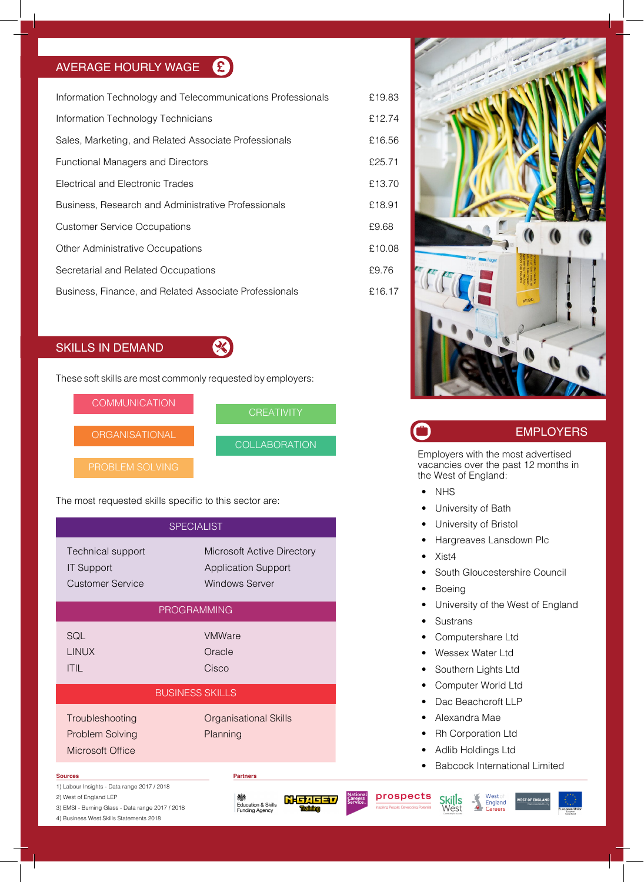## AVERAGE HOURLY WAGE

| | |
|---|---|
| Information Technology and Telecommunications Professionals | £19.83 |
| Information Technology Technicians | £12.74 |
| Sales, Marketing, and Related Associate Professionals | £16.56 |
| Functional Managers and Directors | £25.71 |
| Electrical and Electronic Trades | £13.70 |
| Business, Research and Administrative Professionals | £18.91 |
| Customer Service Occupations | £9.68 |
| Other Administrative Occupations | £10.08 |
| Secretarial and Related Occupations | £9.76 |
| Business, Finance, and Related Associate Professionals | £16.17 |

## SKILLS IN DEMAND

These soft skills are most commonly requested by employers:

- COMMUNICATION
- CREATIVITY
- ORGANISATIONAL
- COLLABORATION
- PROBLEM SOLVING

The most requested skills specific to this sector are:

| SPECIALIST | |
|---|---|
| Technical support | Microsoft Active Directory |
| IT Support | Application Support |
| Customer Service | Windows Server |
| **PROGRAMMING** | |
| SQL | VMWare |
| LINUX | Oracle |
| ITIL | Cisco |
| **BUSINESS SKILLS** | |
| Troubleshooting | Organisational Skills |
| Problem Solving | Planning |
| Microsoft Office | |

## EMPLOYERS

Employers with the most advertised vacancies over the past 12 months in the West of England:

- NHS
- University of Bath
- University of Bristol
- Hargreaves Lansdown Plc
- Xist4
- South Gloucestershire Council
- Boeing
- University of the West of England
- Sustrans
- Computershare Ltd
- Wessex Water Ltd
- Southern Lights Ltd
- Computer World Ltd
- Dac Beachcroft LLP
- Alexandra Mae
- Rh Corporation Ltd
- Adlib Holdings Ltd
- Babcock International Limited

**Sources**

1) Labour Insights - Data range 2017 / 2018
2) West of England LEP
3) EMSI - Burning Glass - Data range 2017 / 2018
4) Business West Skills Statements 2018

**Partners**

Education & Skills Funding Agency, N-GAGED Training, National Careers Service, prospects, Skills West, West of England Careers, West of England Combined Authority, European Union